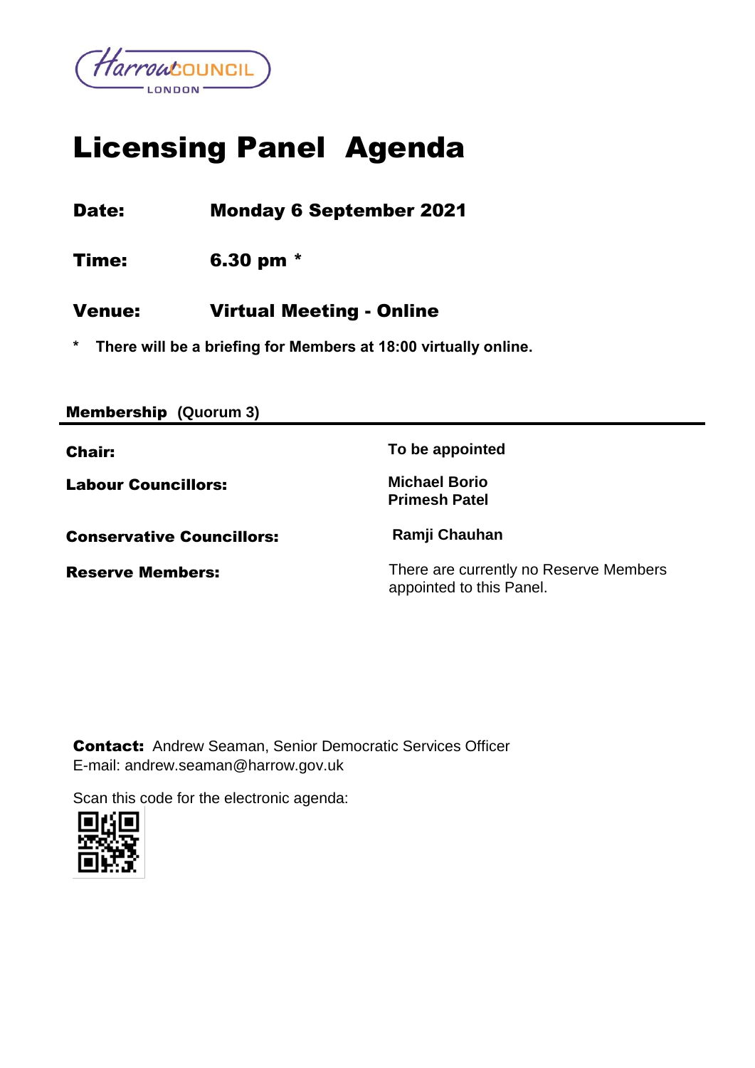# Licensing Panel Agenda

**Date:** **Monday 6 September 2021**

**Time:** **6.30 pm ***

**Venue:** **Virtual Meeting - Online**

**\* There will be a briefing for Members at 18:00 virtually online.**

**Membership (Quorum 3)**

| | |
|---|---|
| **Chair:** | **To be appointed** |
| **Labour Councillors:** | **Michael Borio**<br>**Primesh Patel** |
| **Conservative Councillors:** | **Ramji Chauhan** |
| **Reserve Members:** | There are currently no Reserve Members appointed to this Panel. |

**Contact:** Andrew Seaman, Senior Democratic Services Officer
E-mail: andrew.seaman@harrow.gov.uk

Scan this code for the electronic agenda: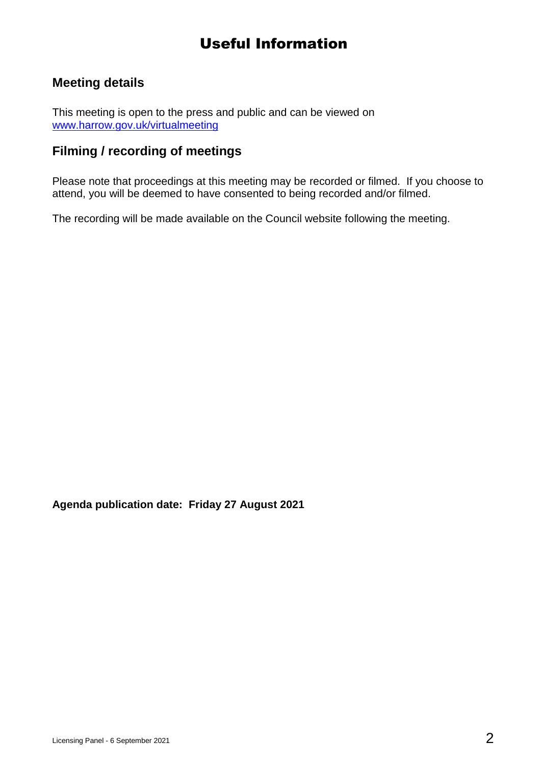# Useful Information

## Meeting details

This meeting is open to the press and public and can be viewed on [www.harrow.gov.uk/virtualmeeting](www.harrow.gov.uk/virtualmeeting)

## Filming / recording of meetings

Please note that proceedings at this meeting may be recorded or filmed. If you choose to attend, you will be deemed to have consented to being recorded and/or filmed.

The recording will be made available on the Council website following the meeting.

**Agenda publication date: Friday 27 August 2021**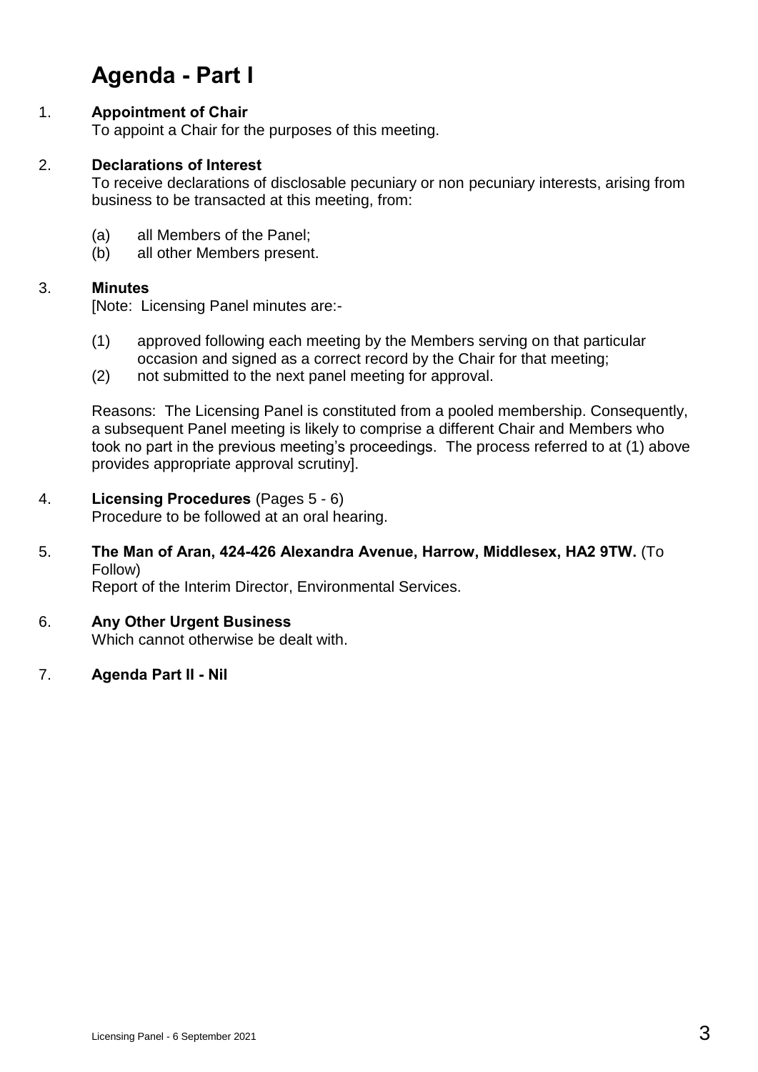# Agenda - Part I

1. **Appointment of Chair**
   To appoint a Chair for the purposes of this meeting.

2. **Declarations of Interest**
   To receive declarations of disclosable pecuniary or non pecuniary interests, arising from business to be transacted at this meeting, from:

   (a) all Members of the Panel;
   (b) all other Members present.

3. **Minutes**
   [Note: Licensing Panel minutes are:-

   (1) approved following each meeting by the Members serving on that particular occasion and signed as a correct record by the Chair for that meeting;
   (2) not submitted to the next panel meeting for approval.

   Reasons: The Licensing Panel is constituted from a pooled membership. Consequently, a subsequent Panel meeting is likely to comprise a different Chair and Members who took no part in the previous meeting's proceedings. The process referred to at (1) above provides appropriate approval scrutiny].

4. **Licensing Procedures** (Pages 5 - 6)
   Procedure to be followed at an oral hearing.

5. **The Man of Aran, 424-426 Alexandra Avenue, Harrow, Middlesex, HA2 9TW.** (To Follow)
   Report of the Interim Director, Environmental Services.

6. **Any Other Urgent Business**
   Which cannot otherwise be dealt with.

7. **Agenda Part II - Nil**